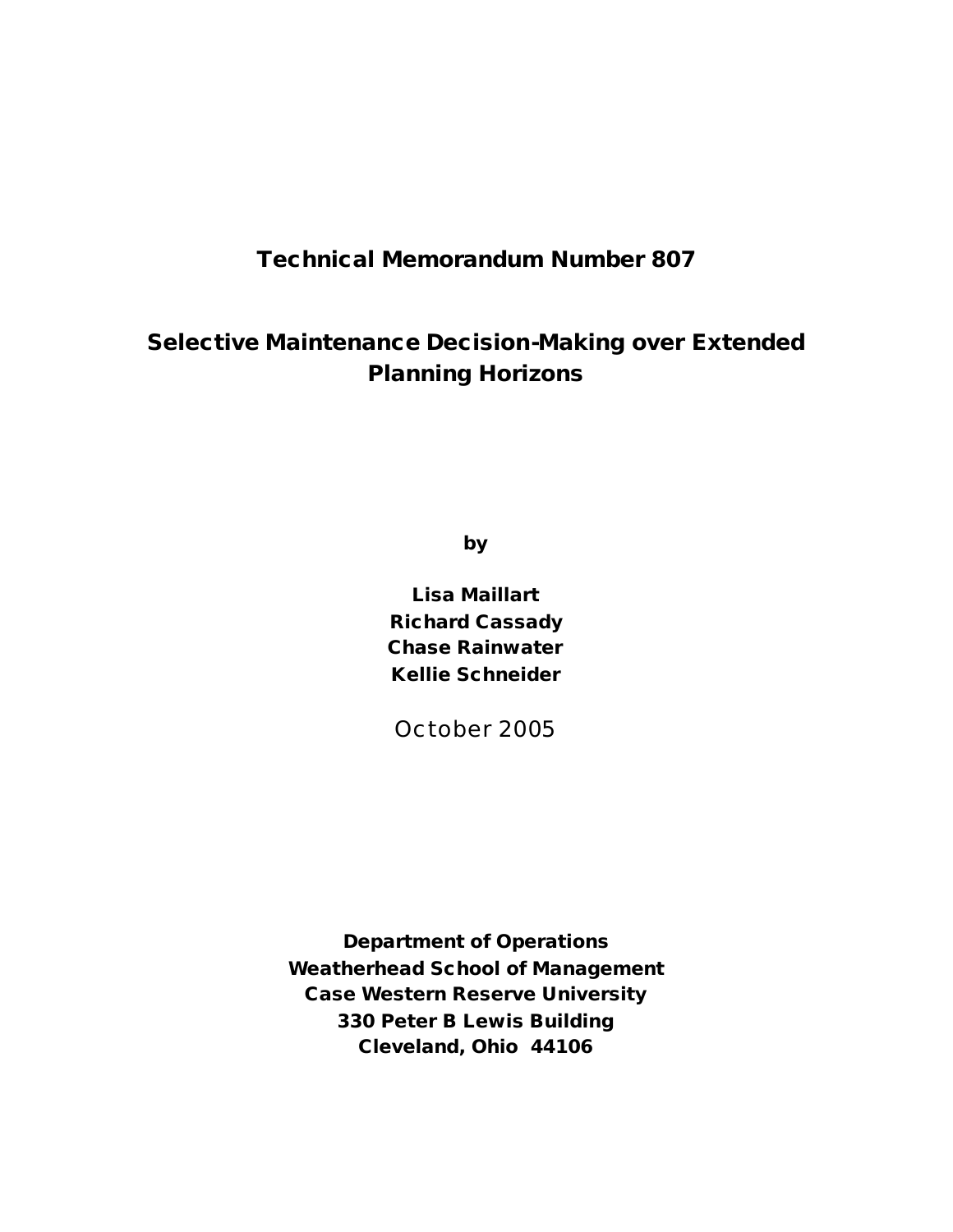# Technical Memorandum Number 807

## Selective Maintenance Decision-Making over Extended Planning Horizons

**by**

**Lisa Maillart**
**Richard Cassady**
**Chase Rainwater**
**Kellie Schneider**

October 2005

**Department of Operations**
**Weatherhead School of Management**
**Case Western Reserve University**
**330 Peter B Lewis Building**
**Cleveland, Ohio 44106**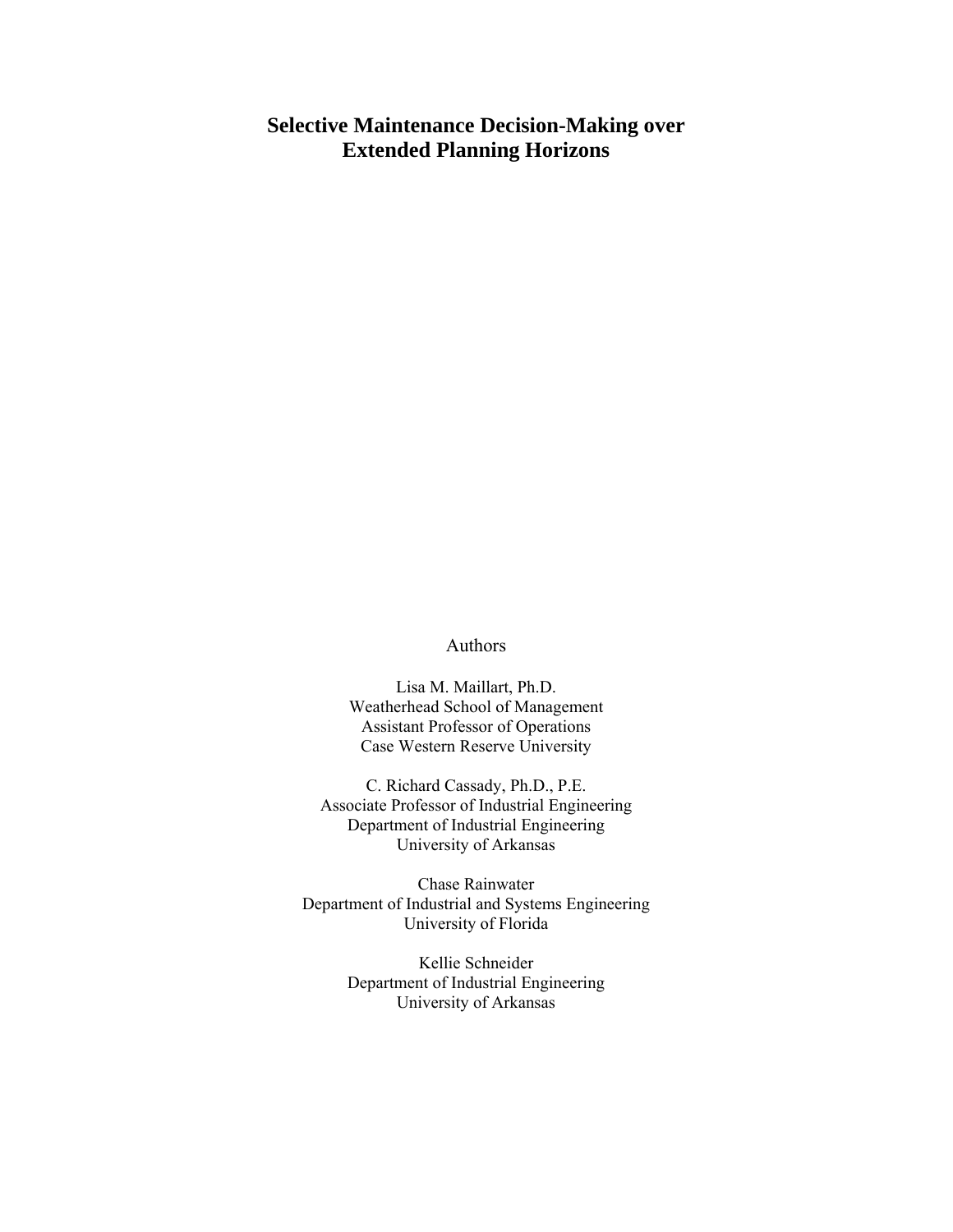# Selective Maintenance Decision-Making over Extended Planning Horizons

Authors

Lisa M. Maillart, Ph.D.  
Weatherhead School of Management  
Assistant Professor of Operations  
Case Western Reserve University

C. Richard Cassady, Ph.D., P.E.  
Associate Professor of Industrial Engineering  
Department of Industrial Engineering  
University of Arkansas

Chase Rainwater  
Department of Industrial and Systems Engineering  
University of Florida

Kellie Schneider  
Department of Industrial Engineering  
University of Arkansas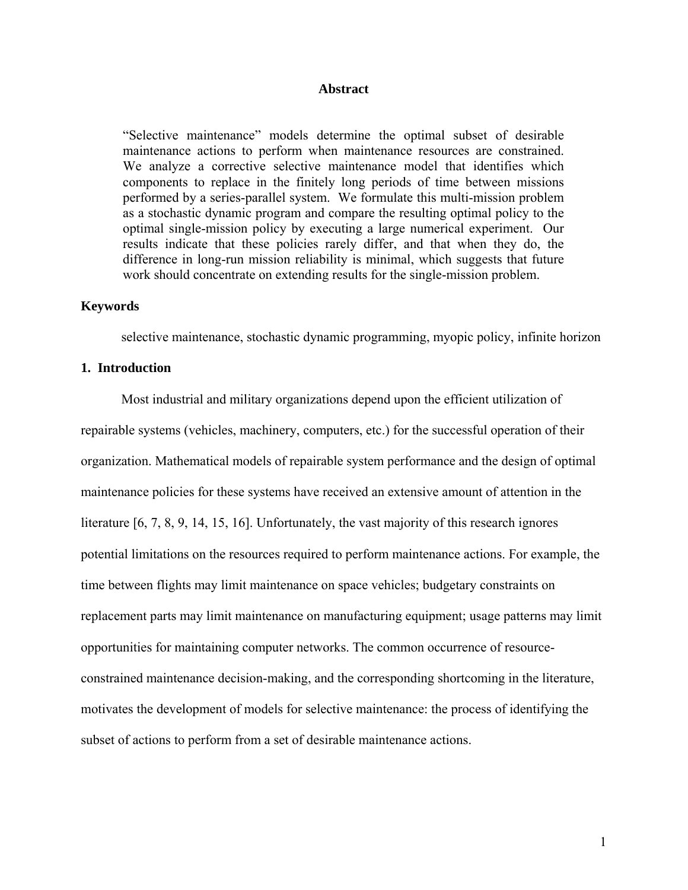## Abstract

"Selective maintenance" models determine the optimal subset of desirable maintenance actions to perform when maintenance resources are constrained. We analyze a corrective selective maintenance model that identifies which components to replace in the finitely long periods of time between missions performed by a series-parallel system. We formulate this multi-mission problem as a stochastic dynamic program and compare the resulting optimal policy to the optimal single-mission policy by executing a large numerical experiment. Our results indicate that these policies rarely differ, and that when they do, the difference in long-run mission reliability is minimal, which suggests that future work should concentrate on extending results for the single-mission problem.

### Keywords

selective maintenance, stochastic dynamic programming, myopic policy, infinite horizon

## 1. Introduction

Most industrial and military organizations depend upon the efficient utilization of repairable systems (vehicles, machinery, computers, etc.) for the successful operation of their organization. Mathematical models of repairable system performance and the design of optimal maintenance policies for these systems have received an extensive amount of attention in the literature [6, 7, 8, 9, 14, 15, 16]. Unfortunately, the vast majority of this research ignores potential limitations on the resources required to perform maintenance actions. For example, the time between flights may limit maintenance on space vehicles; budgetary constraints on replacement parts may limit maintenance on manufacturing equipment; usage patterns may limit opportunities for maintaining computer networks. The common occurrence of resource-constrained maintenance decision-making, and the corresponding shortcoming in the literature, motivates the development of models for selective maintenance: the process of identifying the subset of actions to perform from a set of desirable maintenance actions.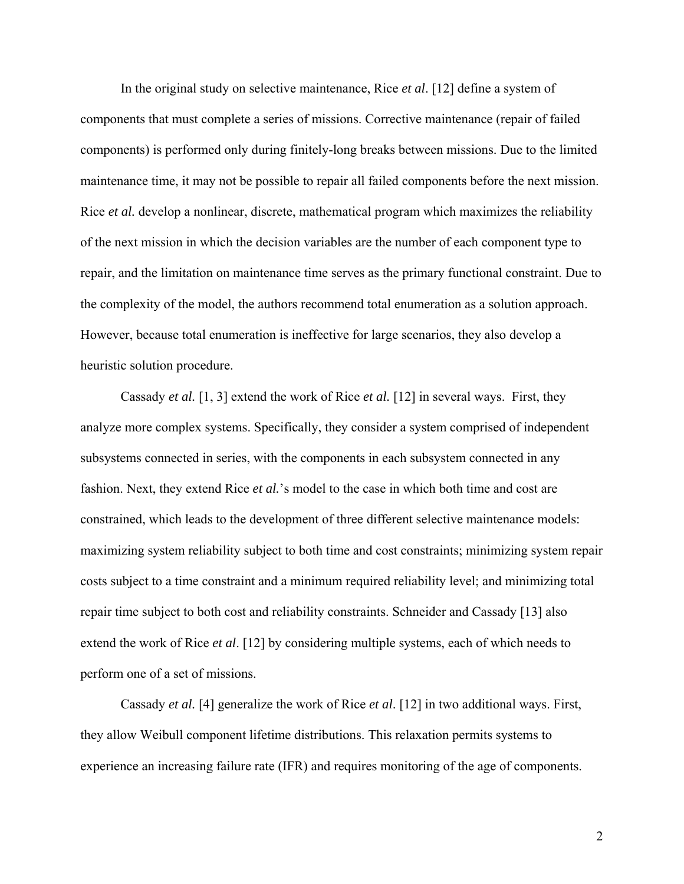In the original study on selective maintenance, Rice *et al*. [12] define a system of components that must complete a series of missions. Corrective maintenance (repair of failed components) is performed only during finitely-long breaks between missions. Due to the limited maintenance time, it may not be possible to repair all failed components before the next mission. Rice *et al.* develop a nonlinear, discrete, mathematical program which maximizes the reliability of the next mission in which the decision variables are the number of each component type to repair, and the limitation on maintenance time serves as the primary functional constraint. Due to the complexity of the model, the authors recommend total enumeration as a solution approach. However, because total enumeration is ineffective for large scenarios, they also develop a heuristic solution procedure.

Cassady *et al.* [1, 3] extend the work of Rice *et al.* [12] in several ways. First, they analyze more complex systems. Specifically, they consider a system comprised of independent subsystems connected in series, with the components in each subsystem connected in any fashion. Next, they extend Rice *et al.*'s model to the case in which both time and cost are constrained, which leads to the development of three different selective maintenance models: maximizing system reliability subject to both time and cost constraints; minimizing system repair costs subject to a time constraint and a minimum required reliability level; and minimizing total repair time subject to both cost and reliability constraints. Schneider and Cassady [13] also extend the work of Rice *et al*. [12] by considering multiple systems, each of which needs to perform one of a set of missions.

Cassady *et al.* [4] generalize the work of Rice *et al*. [12] in two additional ways. First, they allow Weibull component lifetime distributions. This relaxation permits systems to experience an increasing failure rate (IFR) and requires monitoring of the age of components.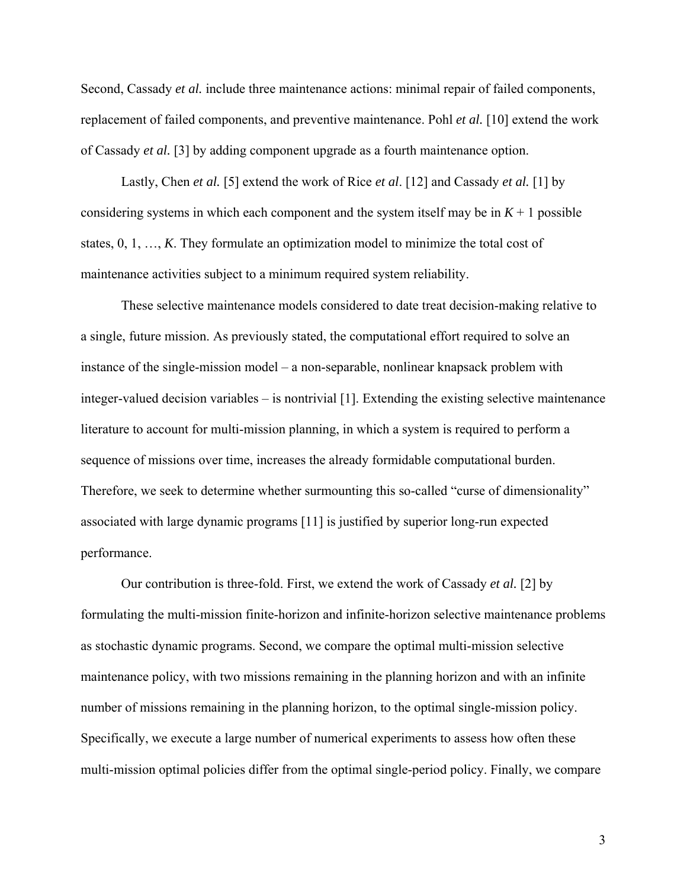Second, Cassady *et al.* include three maintenance actions: minimal repair of failed components, replacement of failed components, and preventive maintenance. Pohl *et al.* [10] extend the work of Cassady *et al.* [3] by adding component upgrade as a fourth maintenance option.

Lastly, Chen *et al.* [5] extend the work of Rice *et al*. [12] and Cassady *et al.* [1] by considering systems in which each component and the system itself may be in $K + 1$ possible states, $0, 1, \ldots, K$. They formulate an optimization model to minimize the total cost of maintenance activities subject to a minimum required system reliability.

These selective maintenance models considered to date treat decision-making relative to a single, future mission. As previously stated, the computational effort required to solve an instance of the single-mission model – a non-separable, nonlinear knapsack problem with integer-valued decision variables – is nontrivial [1]. Extending the existing selective maintenance literature to account for multi-mission planning, in which a system is required to perform a sequence of missions over time, increases the already formidable computational burden. Therefore, we seek to determine whether surmounting this so-called "curse of dimensionality" associated with large dynamic programs [11] is justified by superior long-run expected performance.

Our contribution is three-fold. First, we extend the work of Cassady *et al.* [2] by formulating the multi-mission finite-horizon and infinite-horizon selective maintenance problems as stochastic dynamic programs. Second, we compare the optimal multi-mission selective maintenance policy, with two missions remaining in the planning horizon and with an infinite number of missions remaining in the planning horizon, to the optimal single-mission policy. Specifically, we execute a large number of numerical experiments to assess how often these multi-mission optimal policies differ from the optimal single-period policy. Finally, we compare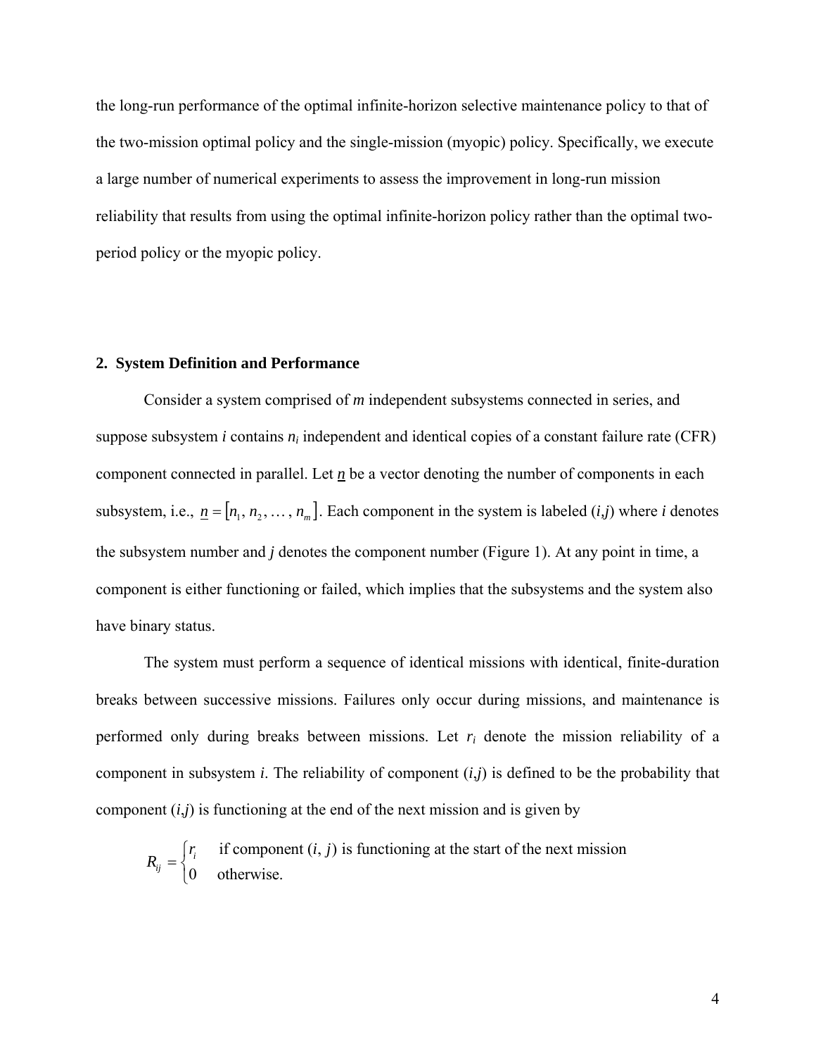the long-run performance of the optimal infinite-horizon selective maintenance policy to that of the two-mission optimal policy and the single-mission (myopic) policy. Specifically, we execute a large number of numerical experiments to assess the improvement in long-run mission reliability that results from using the optimal infinite-horizon policy rather than the optimal two-period policy or the myopic policy.

## 2. System Definition and Performance

Consider a system comprised of $m$ independent subsystems connected in series, and suppose subsystem $i$ contains $n_i$ independent and identical copies of a constant failure rate (CFR) component connected in parallel. Let $\underline{n}$ be a vector denoting the number of components in each subsystem, i.e., $\underline{n} = [n_1, n_2, \dots, n_m]$. Each component in the system is labeled ($i$,$j$) where $i$ denotes the subsystem number and $j$ denotes the component number (Figure 1). At any point in time, a component is either functioning or failed, which implies that the subsystems and the system also have binary status.

The system must perform a sequence of identical missions with identical, finite-duration breaks between successive missions. Failures only occur during missions, and maintenance is performed only during breaks between missions. Let $r_i$ denote the mission reliability of a component in subsystem $i$. The reliability of component ($i$,$j$) is defined to be the probability that component ($i$,$j$) is functioning at the end of the next mission and is given by

$$R_{ij} = \begin{cases} r_i & \text{if component } (i,\, j) \text{ is functioning at the start of the next mission} \\ 0 & \text{otherwise.} \end{cases}$$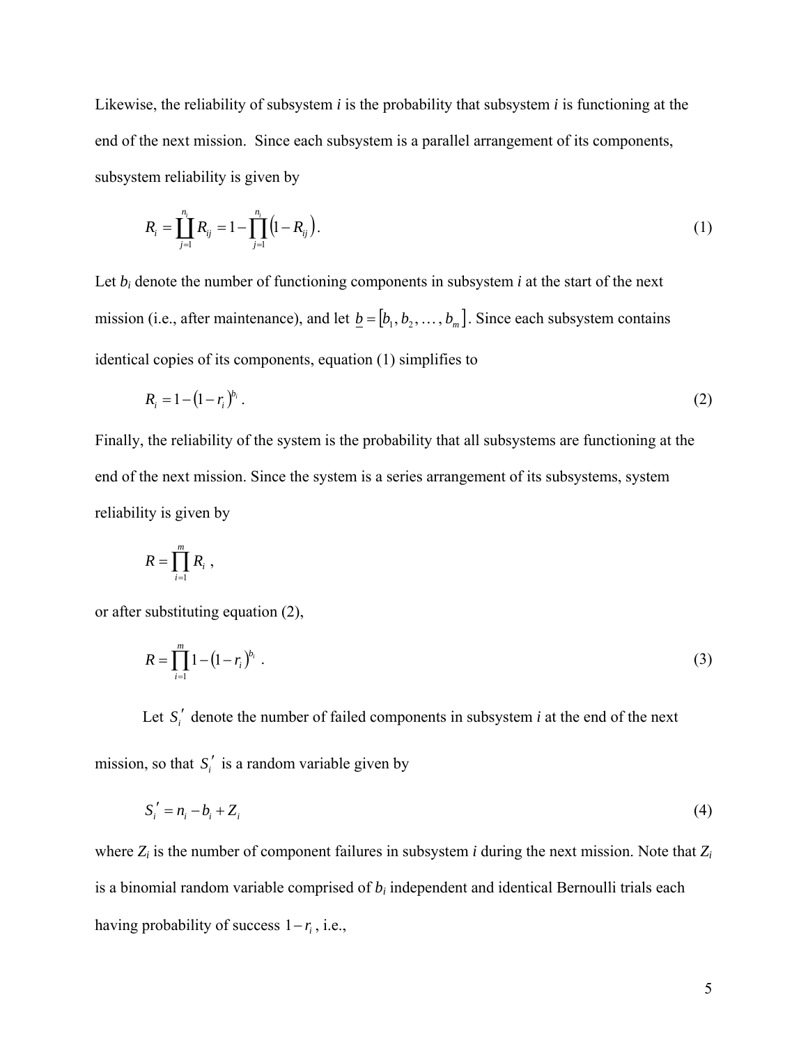Likewise, the reliability of subsystem *i* is the probability that subsystem *i* is functioning at the end of the next mission. Since each subsystem is a parallel arrangement of its components, subsystem reliability is given by

$$R_i = \coprod_{j=1}^{n_i} R_{ij} = 1 - \prod_{j=1}^{n_i} \left(1 - R_{ij}\right). \tag{1}$$

Let $b_i$ denote the number of functioning components in subsystem *i* at the start of the next mission (i.e., after maintenance), and let $\underline{b} = [b_1, b_2, \ldots, b_m]$. Since each subsystem contains identical copies of its components, equation (1) simplifies to

$$R_i = 1 - \left(1 - r_i\right)^{b_i}. \tag{2}$$

Finally, the reliability of the system is the probability that all subsystems are functioning at the end of the next mission. Since the system is a series arrangement of its subsystems, system reliability is given by

$$R = \prod_{i=1}^{m} R_i \, ,$$

or after substituting equation (2),

$$R = \prod_{i=1}^{m} 1 - \left(1 - r_i\right)^{b_i} \, . \tag{3}$$

Let $S_i'$ denote the number of failed components in subsystem *i* at the end of the next mission, so that $S_i'$ is a random variable given by

$$S_i' = n_i - b_i + Z_i \tag{4}$$

where $Z_i$ is the number of component failures in subsystem *i* during the next mission. Note that $Z_i$ is a binomial random variable comprised of $b_i$ independent and identical Bernoulli trials each having probability of success $1 - r_i$, i.e.,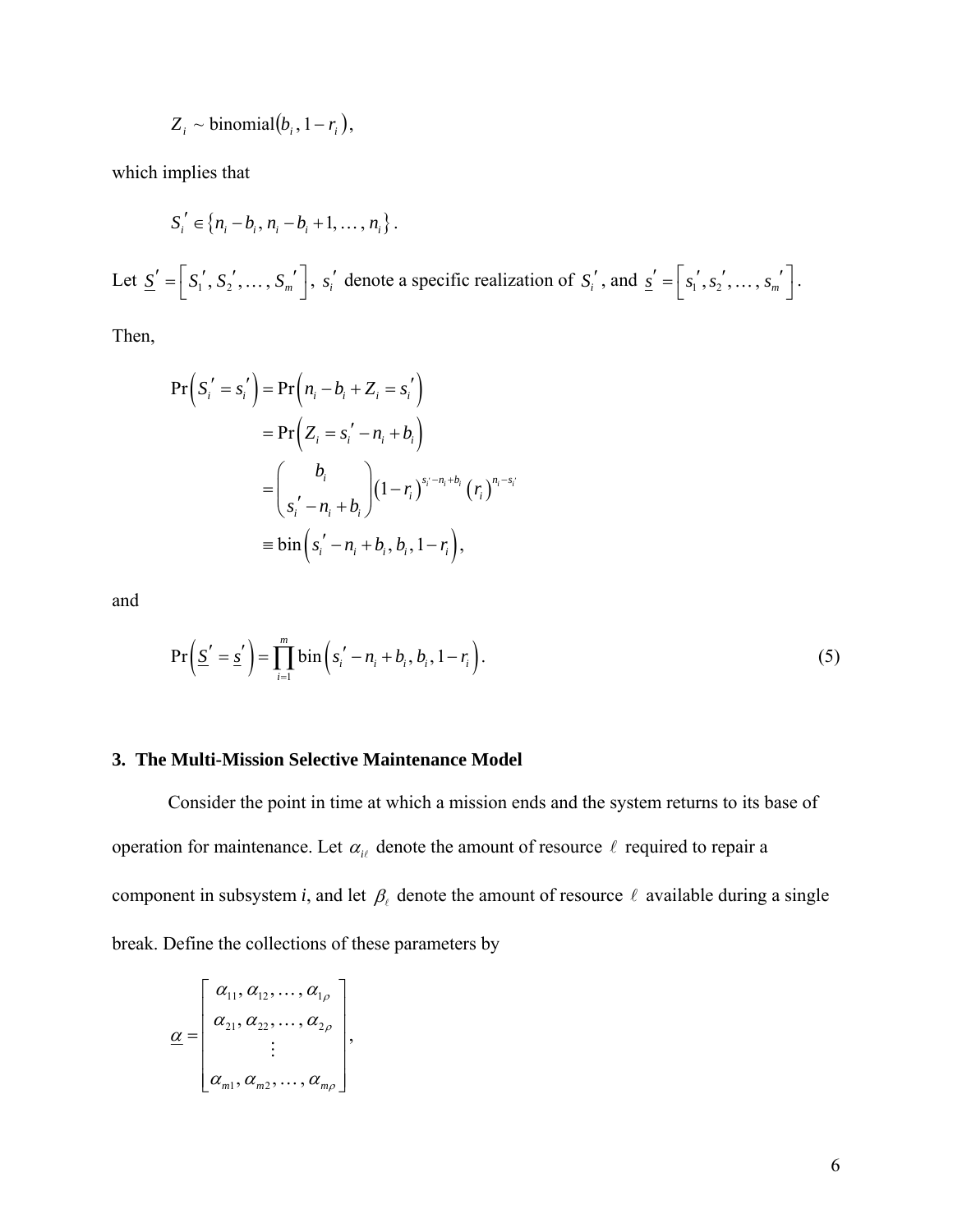$$Z_i \sim \text{binomial}(b_i, 1 - r_i),$$

which implies that

$$S_i' \in \{n_i - b_i, n_i - b_i + 1, \ldots, n_i\}.$$

Let $\underline{S}' = \left[S_1', S_2', \ldots, S_m'\right]$, $s_i'$ denote a specific realization of $S_i'$, and $\underline{s}' = \left[s_1', s_2', \ldots, s_m'\right]$.

Then,

$$\begin{aligned}
\Pr\left(S_i' = s_i'\right) &= \Pr\left(n_i - b_i + Z_i = s_i'\right) \\
&= \Pr\left(Z_i = s_i' - n_i + b_i\right) \\
&= \binom{b_i}{s_i' - n_i + b_i} (1 - r_i)^{s_i' - n_i + b_i} (r_i)^{n_i - s_i'} \\
&\equiv \text{bin}\left(s_i' - n_i + b_i, b_i, 1 - r_i\right),
\end{aligned}$$

and

$$\Pr\left(\underline{S}' = \underline{s}'\right) = \prod_{i=1}^{m} \text{bin}\left(s_i' - n_i + b_i, b_i, 1 - r_i\right). \tag{5}$$

### 3. The Multi-Mission Selective Maintenance Model

Consider the point in time at which a mission ends and the system returns to its base of operation for maintenance. Let $\alpha_{i\ell}$ denote the amount of resource $\ell$ required to repair a component in subsystem *i*, and let $\beta_\ell$ denote the amount of resource $\ell$ available during a single break. Define the collections of these parameters by

$$\underline{\alpha} = \begin{bmatrix} \alpha_{11}, \alpha_{12}, \ldots, \alpha_{1\rho} \\ \alpha_{21}, \alpha_{22}, \ldots, \alpha_{2\rho} \\ \vdots \\ \alpha_{m1}, \alpha_{m2}, \ldots, \alpha_{m\rho} \end{bmatrix},$$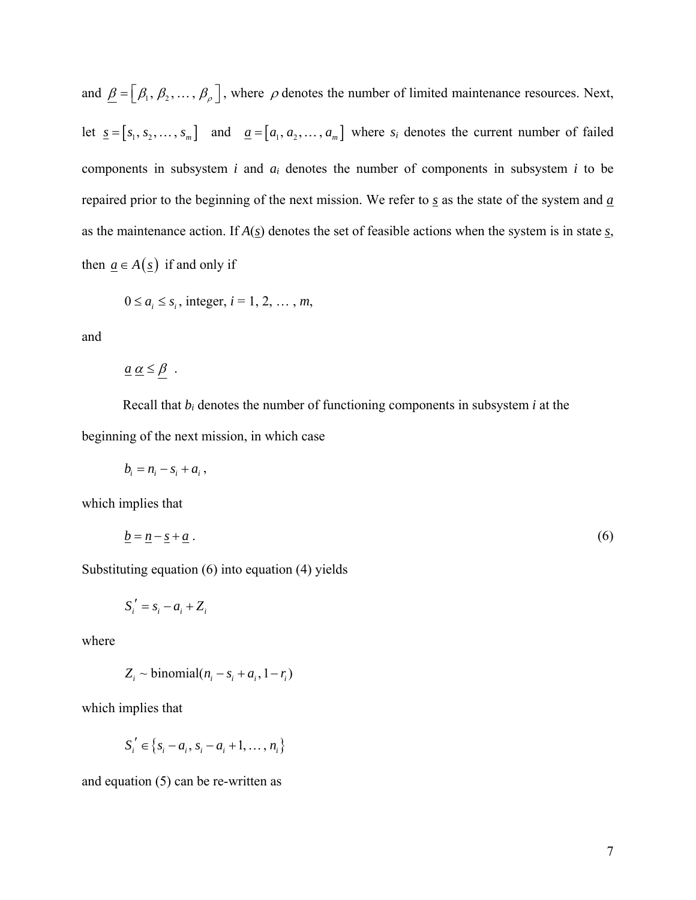and $\underline{\beta} = \left[\beta_1, \beta_2, \ldots, \beta_\rho\right]$, where $\rho$ denotes the number of limited maintenance resources. Next, let $\underline{s} = \left[s_1, s_2, \ldots, s_m\right]$ and $\underline{a} = \left[a_1, a_2, \ldots, a_m\right]$ where $s_i$ denotes the current number of failed components in subsystem $i$ and $a_i$ denotes the number of components in subsystem $i$ to be repaired prior to the beginning of the next mission. We refer to $\underline{s}$ as the state of the system and $\underline{a}$ as the maintenance action. If $A(\underline{s})$ denotes the set of feasible actions when the system is in state $\underline{s}$, then $\underline{a} \in A(\underline{s})$ if and only if

$$0 \le a_i \le s_i \text{, integer, } i = 1, 2, \ldots, m,$$

and

$$\underline{a}\,\underline{\alpha} \le \underline{\beta} \;.$$

Recall that $b_i$ denotes the number of functioning components in subsystem $i$ at the beginning of the next mission, in which case

$$b_i = n_i - s_i + a_i \,,$$

which implies that

$$\underline{b} = \underline{n} - \underline{s} + \underline{a} \,. \tag{6}$$

Substituting equation (6) into equation (4) yields

$$S_i' = s_i - a_i + Z_i$$

where

$$Z_i \sim \text{binomial}(n_i - s_i + a_i, 1 - r_i)$$

which implies that

$$S_i' \in \left\{s_i - a_i, s_i - a_i + 1, \ldots, n_i\right\}$$

and equation (5) can be re-written as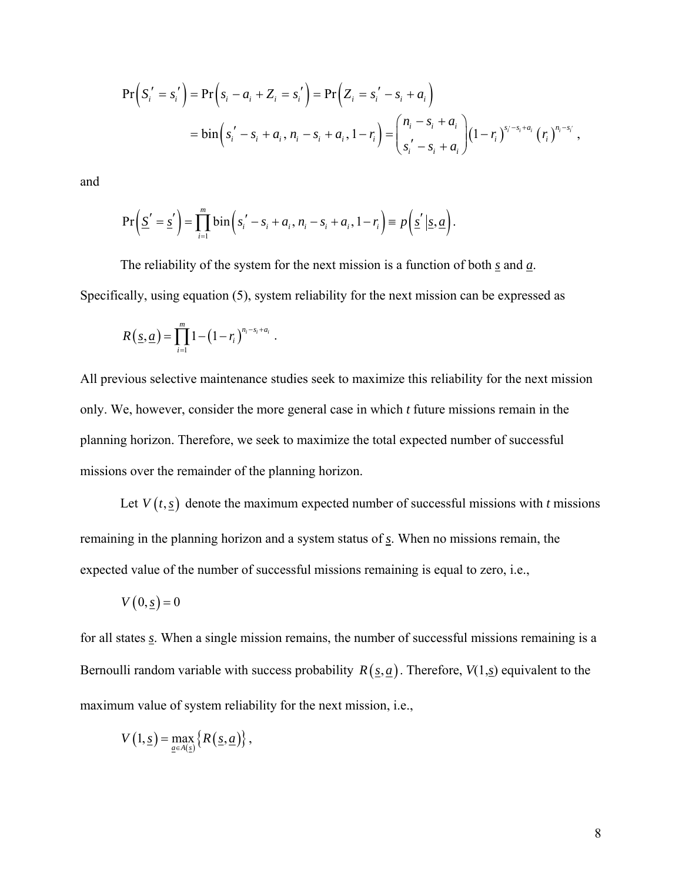$$\Pr\left(S_i' = s_i'\right) = \Pr\left(s_i - a_i + Z_i = s_i'\right) = \Pr\left(Z_i = s_i' - s_i + a_i\right)$$

$$= \text{bin}\left(s_i' - s_i + a_i, n_i - s_i + a_i, 1 - r_i\right) = \binom{n_i - s_i + a_i}{s_i' - s_i + a_i}\left(1 - r_i\right)^{s_i' - s_i + a_i}\left(r_i\right)^{n_i - s_i'},$$

and

$$\Pr\left(\underline{S}' = \underline{s}'\right) = \prod_{i=1}^{m} \text{bin}\left(s_i' - s_i + a_i, n_i - s_i + a_i, 1 - r_i\right) \equiv p\left(\underline{s}' \mid \underline{s}, \underline{a}\right).$$

The reliability of the system for the next mission is a function of both $\underline{s}$ and $\underline{a}$. Specifically, using equation (5), system reliability for the next mission can be expressed as

$$R\left(\underline{s}, \underline{a}\right) = \prod_{i=1}^{m} 1 - \left(1 - r_i\right)^{n_i - s_i + a_i}.$$

All previous selective maintenance studies seek to maximize this reliability for the next mission only. We, however, consider the more general case in which *t* future missions remain in the planning horizon. Therefore, we seek to maximize the total expected number of successful missions over the remainder of the planning horizon.

Let $V\left(t, \underline{s}\right)$ denote the maximum expected number of successful missions with *t* missions remaining in the planning horizon and a system status of $\underline{s}$. When no missions remain, the expected value of the number of successful missions remaining is equal to zero, i.e.,

$$V\left(0, \underline{s}\right) = 0$$

for all states $\underline{s}$. When a single mission remains, the number of successful missions remaining is a Bernoulli random variable with success probability $R\left(\underline{s}, \underline{a}\right)$. Therefore, $V(1,\underline{s})$ equivalent to the maximum value of system reliability for the next mission, i.e.,

$$V\left(1, \underline{s}\right) = \max_{\underline{a} \in A(\underline{s})} \left\{R\left(\underline{s}, \underline{a}\right)\right\},$$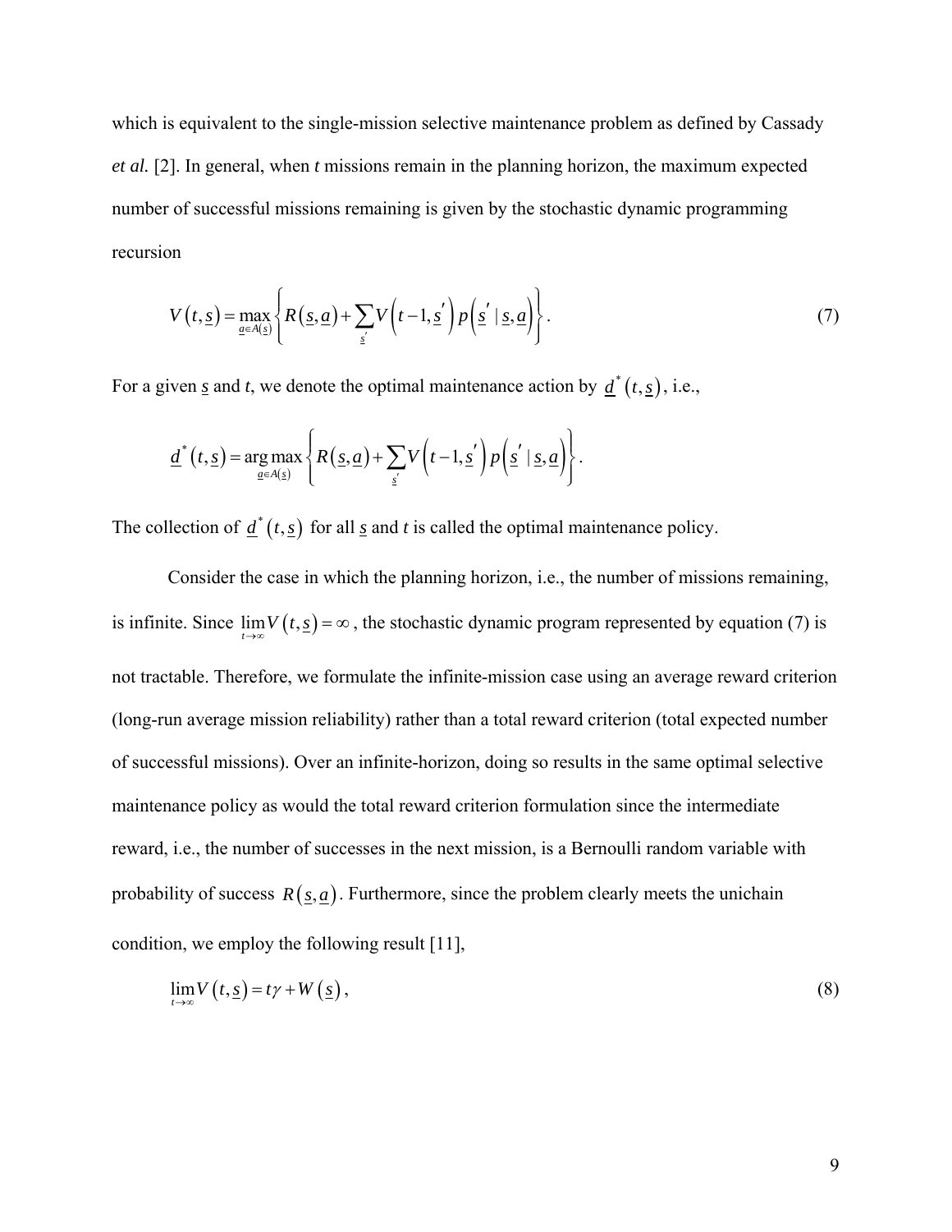which is equivalent to the single-mission selective maintenance problem as defined by Cassady *et al.* [2]. In general, when $t$ missions remain in the planning horizon, the maximum expected number of successful missions remaining is given by the stochastic dynamic programming recursion

$$V\left(t,\underline{s}\right)=\max_{\underline{a}\in A\left(\underline{s}\right)}\left\{R\left(\underline{s},\underline{a}\right)+\sum_{\underline{s}'}V\left(t-1,\underline{s}'\right)p\left(\underline{s}'\mid\underline{s},\underline{a}\right)\right\}. \tag{7}$$

For a given $\underline{s}$ and $t$, we denote the optimal maintenance action by $\underline{d}^*\left(t,\underline{s}\right)$, i.e.,

$$\underline{d}^*\left(t,\underline{s}\right)=\arg\max_{\underline{a}\in A\left(\underline{s}\right)}\left\{R\left(\underline{s},\underline{a}\right)+\sum_{\underline{s}'}V\left(t-1,\underline{s}'\right)p\left(\underline{s}'\mid\underline{s},\underline{a}\right)\right\}.$$

The collection of $\underline{d}^*\left(t,\underline{s}\right)$ for all $\underline{s}$ and $t$ is called the optimal maintenance policy.

Consider the case in which the planning horizon, i.e., the number of missions remaining, is infinite. Since $\lim_{t\to\infty}V\left(t,\underline{s}\right)=\infty$, the stochastic dynamic program represented by equation (7) is not tractable. Therefore, we formulate the infinite-mission case using an average reward criterion (long-run average mission reliability) rather than a total reward criterion (total expected number of successful missions). Over an infinite-horizon, doing so results in the same optimal selective maintenance policy as would the total reward criterion formulation since the intermediate reward, i.e., the number of successes in the next mission, is a Bernoulli random variable with probability of success $R\left(\underline{s},\underline{a}\right)$. Furthermore, since the problem clearly meets the unichain condition, we employ the following result [11],

$$\lim_{t\to\infty}V\left(t,\underline{s}\right)=t\gamma+W\left(\underline{s}\right), \tag{8}$$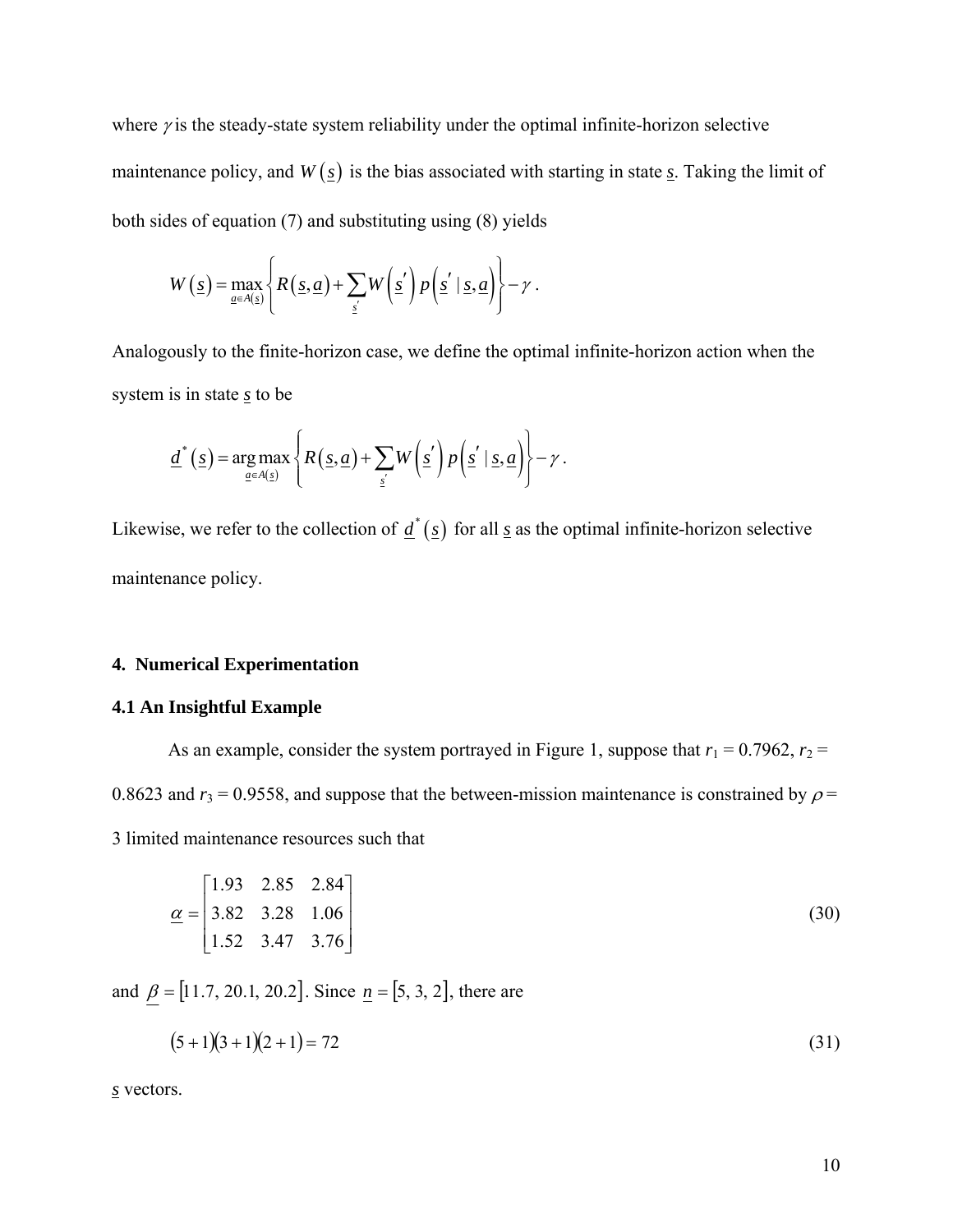where $\gamma$ is the steady-state system reliability under the optimal infinite-horizon selective maintenance policy, and $W\left(\underline{s}\right)$ is the bias associated with starting in state $\underline{s}$. Taking the limit of both sides of equation (7) and substituting using (8) yields

$$W\left(\underline{s}\right) = \max_{\underline{a} \in A\left(\underline{s}\right)} \left\{ R\left(\underline{s}, \underline{a}\right) + \sum_{\underline{s}'} W\left(\underline{s}'\right) p\left(\underline{s}' \mid \underline{s}, \underline{a}\right) \right\} - \gamma .$$

Analogously to the finite-horizon case, we define the optimal infinite-horizon action when the system is in state $\underline{s}$ to be

$$\underline{d}^*\left(\underline{s}\right) = \arg\max_{\underline{a} \in A\left(\underline{s}\right)} \left\{ R\left(\underline{s}, \underline{a}\right) + \sum_{\underline{s}'} W\left(\underline{s}'\right) p\left(\underline{s}' \mid \underline{s}, \underline{a}\right) \right\} - \gamma .$$

Likewise, we refer to the collection of $\underline{d}^*\left(\underline{s}\right)$ for all $\underline{s}$ as the optimal infinite-horizon selective maintenance policy.

## 4. Numerical Experimentation

### 4.1 An Insightful Example

As an example, consider the system portrayed in Figure 1, suppose that $r_1 = 0.7962$, $r_2 = 0.8623$ and $r_3 = 0.9558$, and suppose that the between-mission maintenance is constrained by $\rho = 3$ limited maintenance resources such that

$$\underline{\alpha} = \begin{bmatrix} 1.93 & 2.85 & 2.84 \\ 3.82 & 3.28 & 1.06 \\ 1.52 & 3.47 & 3.76 \end{bmatrix} \tag{30}$$

and $\underline{\beta} = [11.7,\ 20.1,\ 20.2]$. Since $\underline{n} = [5,\ 3,\ 2]$, there are

$$(5+1)(3+1)(2+1) = 72 \tag{31}$$

$\underline{s}$ vectors.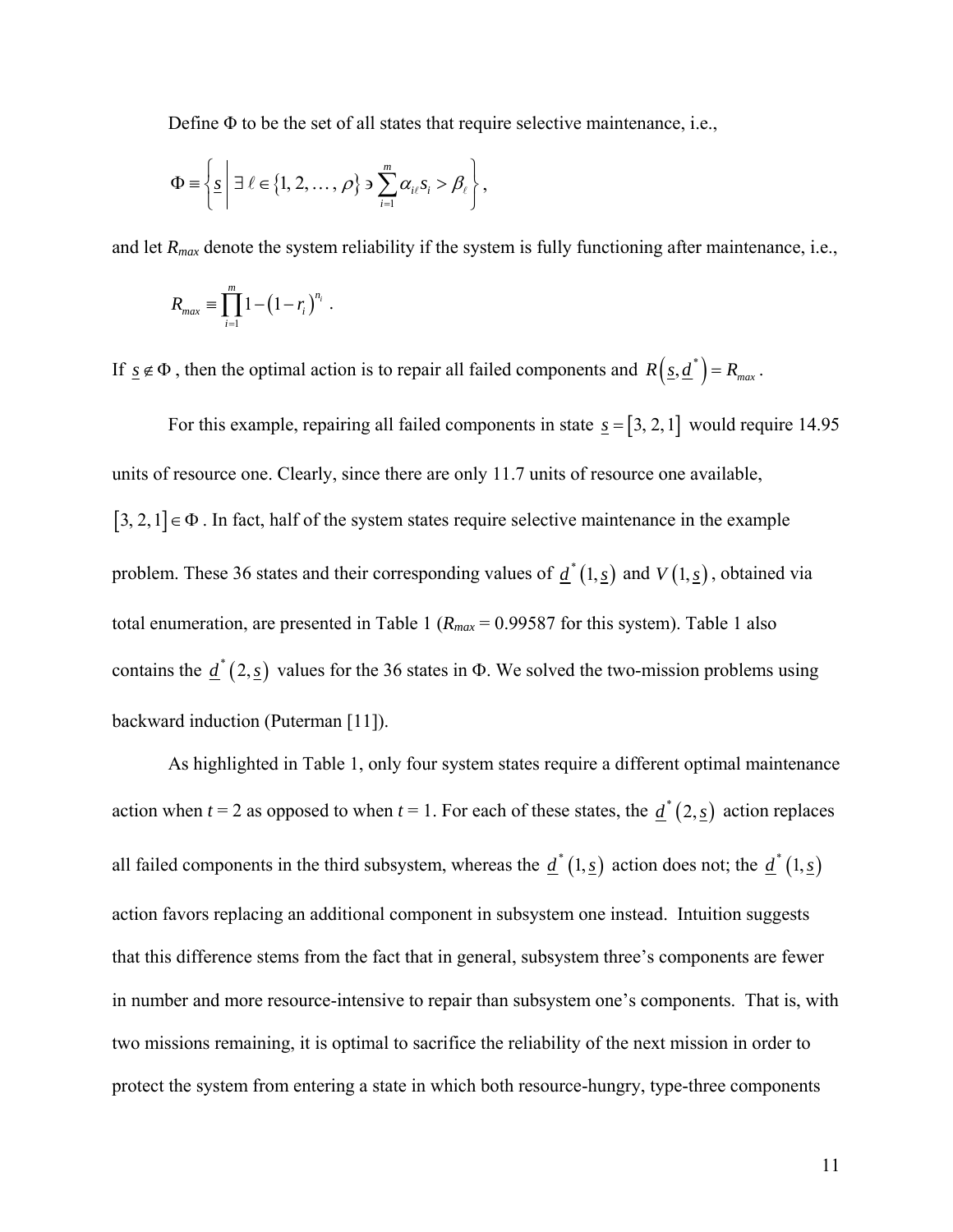Define $\Phi$ to be the set of all states that require selective maintenance, i.e.,

$$\Phi \equiv \left\{ \underline{s} \;\middle|\; \exists\, \ell \in \{1, 2, \ldots, \rho\} \ni \sum_{i=1}^{m} \alpha_{i\ell} s_i > \beta_\ell \right\},$$

and let $R_{max}$ denote the system reliability if the system is fully functioning after maintenance, i.e.,

$$R_{max} \equiv \prod_{i=1}^{m} 1 - (1 - r_i)^{n_i} \ .$$

If $\underline{s} \notin \Phi$, then the optimal action is to repair all failed components and $R\left(\underline{s}, \underline{d}^*\right) = R_{max}$.

For this example, repairing all failed components in state $\underline{s} = [3, 2, 1]$ would require 14.95 units of resource one. Clearly, since there are only 11.7 units of resource one available, $[3, 2, 1] \in \Phi$. In fact, half of the system states require selective maintenance in the example problem. These 36 states and their corresponding values of $\underline{d}^*(1, \underline{s})$ and $V(1, \underline{s})$, obtained via total enumeration, are presented in Table 1 ($R_{max}$ = 0.99587 for this system). Table 1 also contains the $\underline{d}^*(2, \underline{s})$ values for the 36 states in $\Phi$. We solved the two-mission problems using backward induction (Puterman [11]).

As highlighted in Table 1, only four system states require a different optimal maintenance action when $t = 2$ as opposed to when $t = 1$. For each of these states, the $\underline{d}^*(2, \underline{s})$ action replaces all failed components in the third subsystem, whereas the $\underline{d}^*(1, \underline{s})$ action does not; the $\underline{d}^*(1, \underline{s})$ action favors replacing an additional component in subsystem one instead. Intuition suggests that this difference stems from the fact that in general, subsystem three's components are fewer in number and more resource-intensive to repair than subsystem one's components. That is, with two missions remaining, it is optimal to sacrifice the reliability of the next mission in order to protect the system from entering a state in which both resource-hungry, type-three components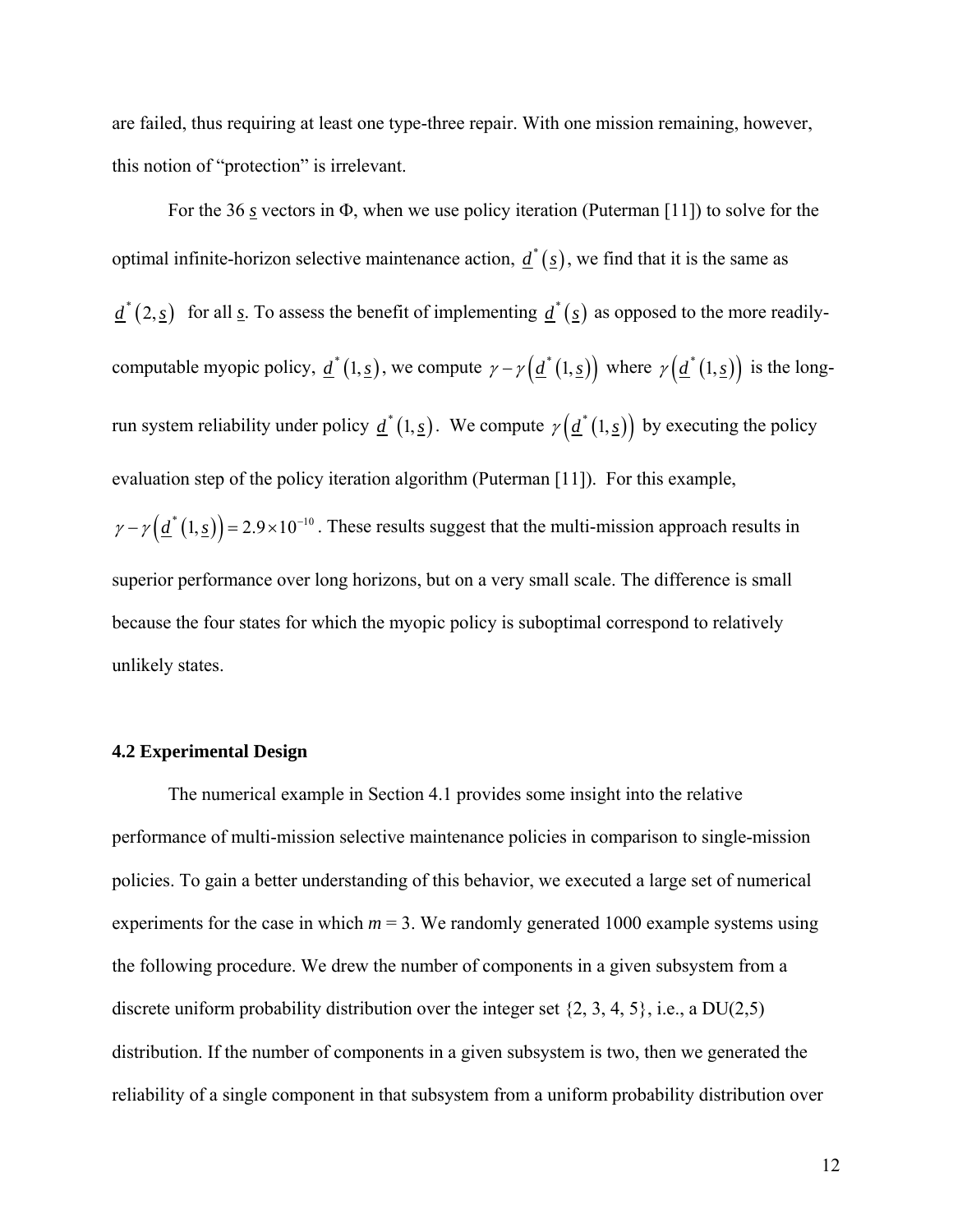are failed, thus requiring at least one type-three repair. With one mission remaining, however, this notion of "protection" is irrelevant.

For the 36 $\underline{s}$ vectors in $\Phi$, when we use policy iteration (Puterman [11]) to solve for the optimal infinite-horizon selective maintenance action, $\underline{d}^*(\underline{s})$, we find that it is the same as $\underline{d}^*(2,\underline{s})$ for all $\underline{s}$. To assess the benefit of implementing $\underline{d}^*(\underline{s})$ as opposed to the more readily-computable myopic policy, $\underline{d}^*(1,\underline{s})$, we compute $\gamma - \gamma\left(\underline{d}^*(1,\underline{s})\right)$ where $\gamma\left(\underline{d}^*(1,\underline{s})\right)$ is the long-run system reliability under policy $\underline{d}^*(1,\underline{s})$. We compute $\gamma\left(\underline{d}^*(1,\underline{s})\right)$ by executing the policy evaluation step of the policy iteration algorithm (Puterman [11]). For this example, $\gamma - \gamma\left(\underline{d}^*(1,\underline{s})\right) = 2.9 \times 10^{-10}$. These results suggest that the multi-mission approach results in superior performance over long horizons, but on a very small scale. The difference is small because the four states for which the myopic policy is suboptimal correspond to relatively unlikely states.

### 4.2 Experimental Design

The numerical example in Section 4.1 provides some insight into the relative performance of multi-mission selective maintenance policies in comparison to single-mission policies. To gain a better understanding of this behavior, we executed a large set of numerical experiments for the case in which $m = 3$. We randomly generated 1000 example systems using the following procedure. We drew the number of components in a given subsystem from a discrete uniform probability distribution over the integer set {2, 3, 4, 5}, i.e., a DU(2,5) distribution. If the number of components in a given subsystem is two, then we generated the reliability of a single component in that subsystem from a uniform probability distribution over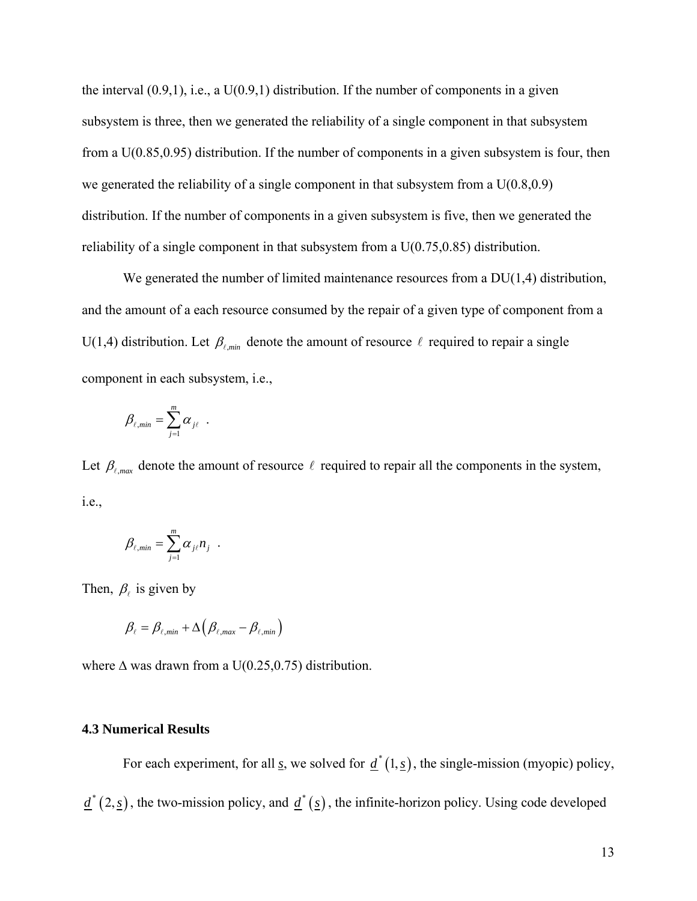the interval (0.9,1), i.e., a U(0.9,1) distribution. If the number of components in a given subsystem is three, then we generated the reliability of a single component in that subsystem from a U(0.85,0.95) distribution. If the number of components in a given subsystem is four, then we generated the reliability of a single component in that subsystem from a U(0.8,0.9) distribution. If the number of components in a given subsystem is five, then we generated the reliability of a single component in that subsystem from a U(0.75,0.85) distribution.

We generated the number of limited maintenance resources from a DU(1,4) distribution, and the amount of a each resource consumed by the repair of a given type of component from a U(1,4) distribution. Let $\beta_{\ell,min}$ denote the amount of resource $\ell$ required to repair a single component in each subsystem, i.e.,

$$\beta_{\ell,min} = \sum_{j=1}^{m} \alpha_{j\ell} \quad .$$

Let $\beta_{\ell,max}$ denote the amount of resource $\ell$ required to repair all the components in the system, i.e.,

$$\beta_{\ell,min} = \sum_{j=1}^{m} \alpha_{j\ell} n_j \quad .$$

Then, $\beta_{\ell}$ is given by

$$\beta_{\ell} = \beta_{\ell,min} + \Delta\left(\beta_{\ell,max} - \beta_{\ell,min}\right)$$

where $\Delta$ was drawn from a U(0.25,0.75) distribution.

### 4.3 Numerical Results

For each experiment, for all $\underline{s}$, we solved for $\underline{d}^*(1,\underline{s})$, the single-mission (myopic) policy, $\underline{d}^*(2,\underline{s})$, the two-mission policy, and $\underline{d}^*(\underline{s})$, the infinite-horizon policy. Using code developed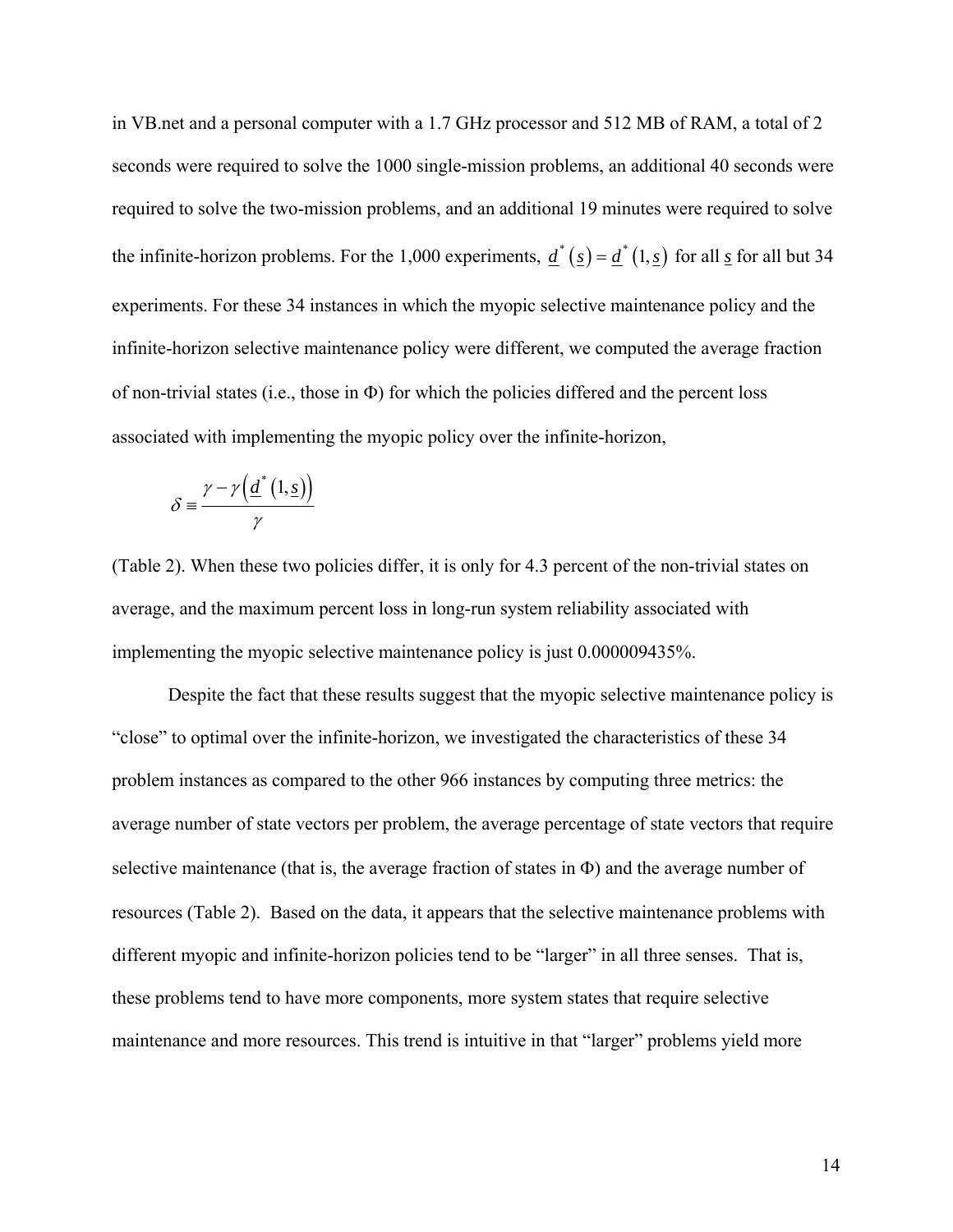in VB.net and a personal computer with a 1.7 GHz processor and 512 MB of RAM, a total of 2 seconds were required to solve the 1000 single-mission problems, an additional 40 seconds were required to solve the two-mission problems, and an additional 19 minutes were required to solve the infinite-horizon problems. For the 1,000 experiments, $\underline{d}^*(\underline{s}) = \underline{d}^*(1, \underline{s})$ for all $\underline{s}$ for all but 34 experiments. For these 34 instances in which the myopic selective maintenance policy and the infinite-horizon selective maintenance policy were different, we computed the average fraction of non-trivial states (i.e., those in $\Phi$) for which the policies differed and the percent loss associated with implementing the myopic policy over the infinite-horizon,

$$\delta \equiv \frac{\gamma - \gamma\left(\underline{d}^*(1, \underline{s})\right)}{\gamma}$$

(Table 2). When these two policies differ, it is only for 4.3 percent of the non-trivial states on average, and the maximum percent loss in long-run system reliability associated with implementing the myopic selective maintenance policy is just 0.000009435%.

Despite the fact that these results suggest that the myopic selective maintenance policy is "close" to optimal over the infinite-horizon, we investigated the characteristics of these 34 problem instances as compared to the other 966 instances by computing three metrics: the average number of state vectors per problem, the average percentage of state vectors that require selective maintenance (that is, the average fraction of states in $\Phi$) and the average number of resources (Table 2). Based on the data, it appears that the selective maintenance problems with different myopic and infinite-horizon policies tend to be "larger" in all three senses. That is, these problems tend to have more components, more system states that require selective maintenance and more resources. This trend is intuitive in that "larger" problems yield more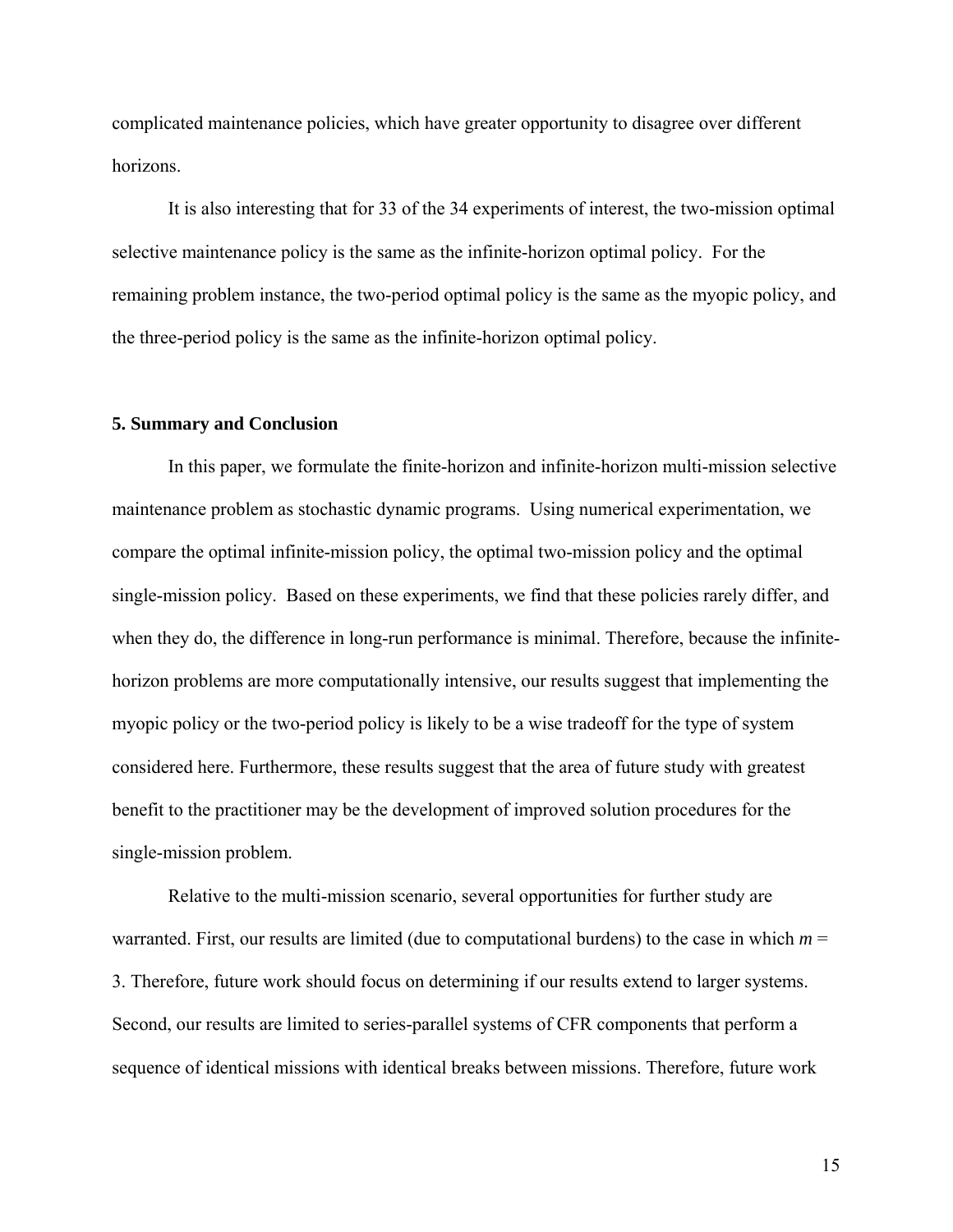complicated maintenance policies, which have greater opportunity to disagree over different horizons.

It is also interesting that for 33 of the 34 experiments of interest, the two-mission optimal selective maintenance policy is the same as the infinite-horizon optimal policy. For the remaining problem instance, the two-period optimal policy is the same as the myopic policy, and the three-period policy is the same as the infinite-horizon optimal policy.

## 5. Summary and Conclusion

In this paper, we formulate the finite-horizon and infinite-horizon multi-mission selective maintenance problem as stochastic dynamic programs. Using numerical experimentation, we compare the optimal infinite-mission policy, the optimal two-mission policy and the optimal single-mission policy. Based on these experiments, we find that these policies rarely differ, and when they do, the difference in long-run performance is minimal. Therefore, because the infinite-horizon problems are more computationally intensive, our results suggest that implementing the myopic policy or the two-period policy is likely to be a wise tradeoff for the type of system considered here. Furthermore, these results suggest that the area of future study with greatest benefit to the practitioner may be the development of improved solution procedures for the single-mission problem.

Relative to the multi-mission scenario, several opportunities for further study are warranted. First, our results are limited (due to computational burdens) to the case in which $m = 3$. Therefore, future work should focus on determining if our results extend to larger systems. Second, our results are limited to series-parallel systems of CFR components that perform a sequence of identical missions with identical breaks between missions. Therefore, future work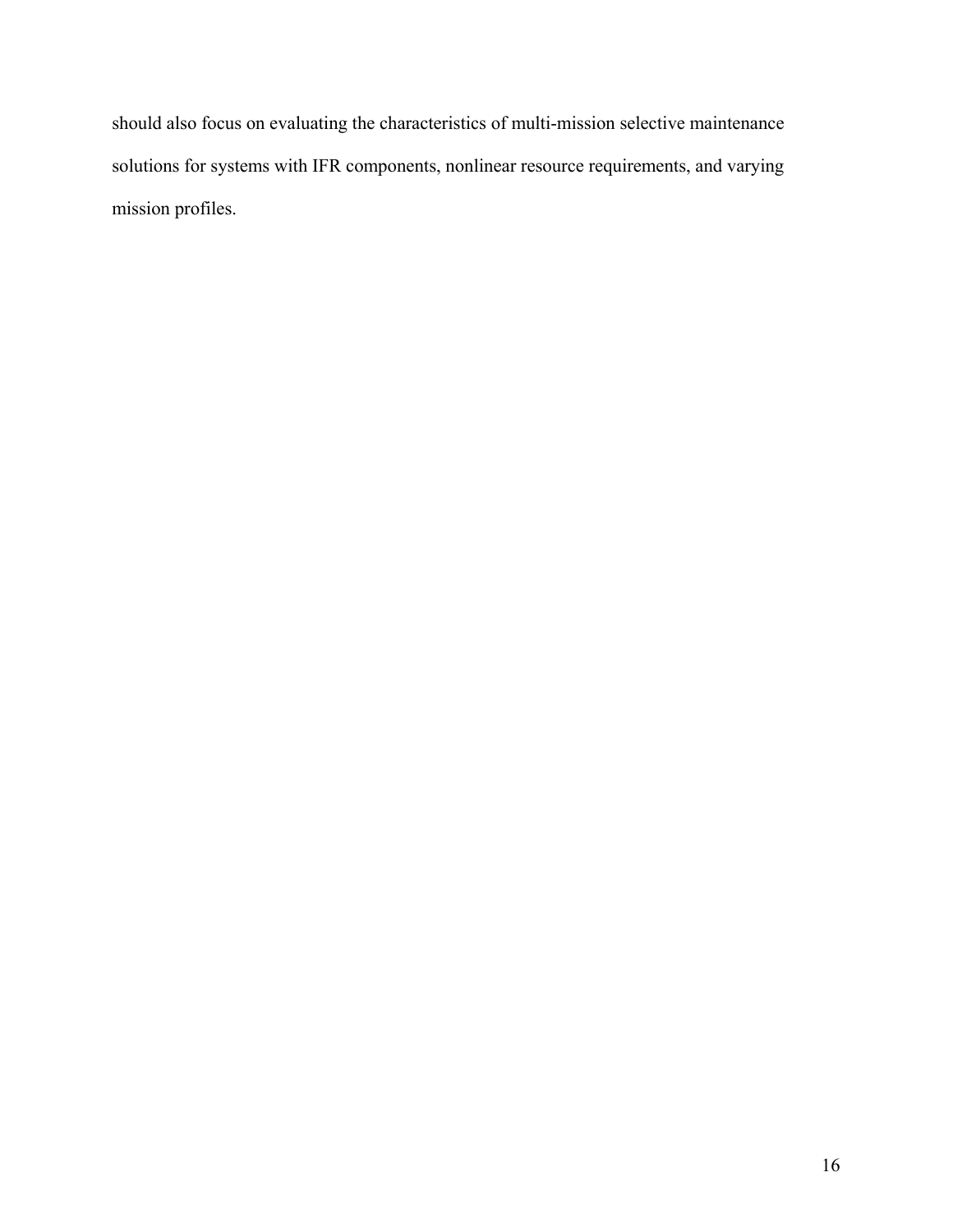should also focus on evaluating the characteristics of multi-mission selective maintenance solutions for systems with IFR components, nonlinear resource requirements, and varying mission profiles.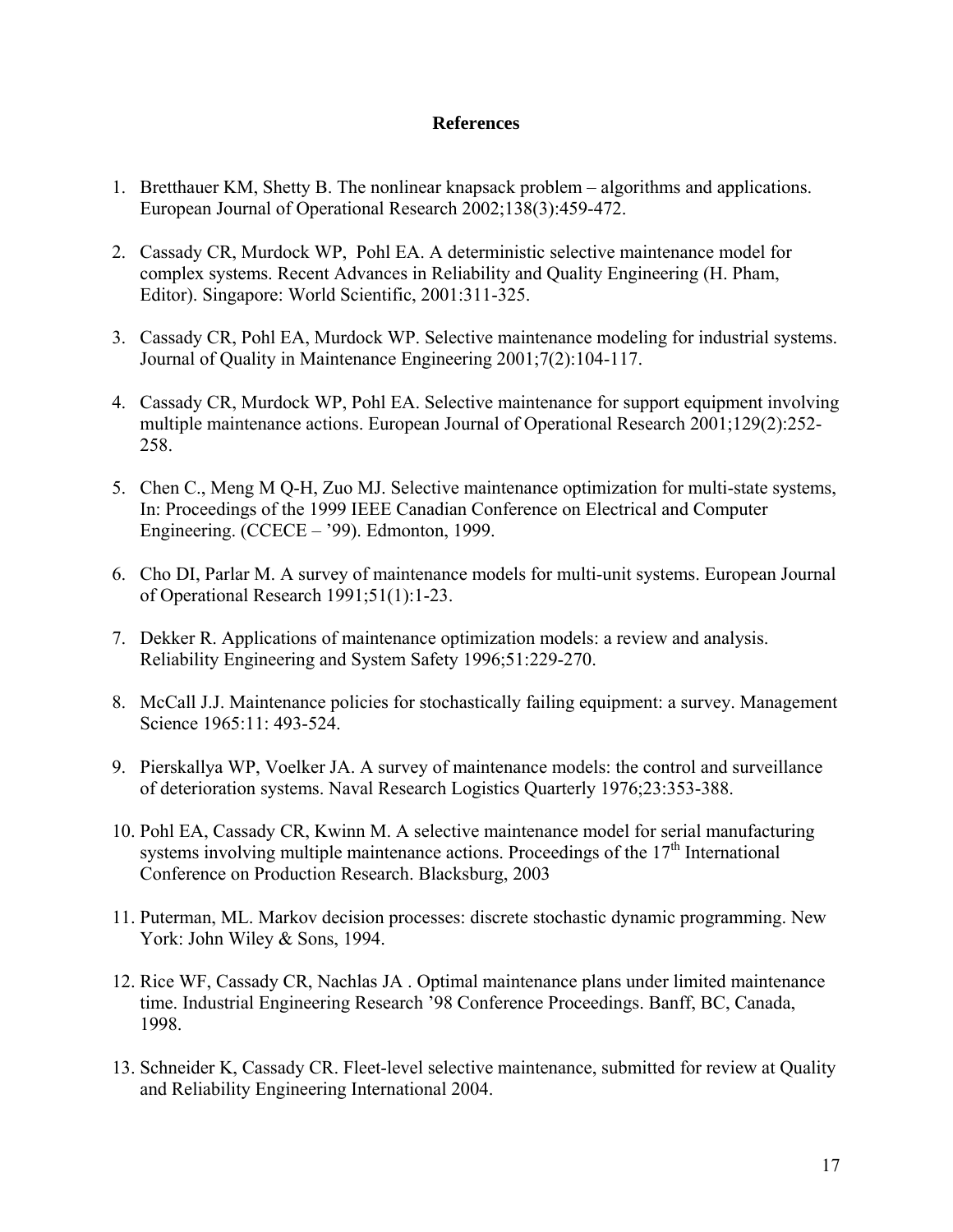## References

1. Bretthauer KM, Shetty B. The nonlinear knapsack problem – algorithms and applications. European Journal of Operational Research 2002;138(3):459-472.

2. Cassady CR, Murdock WP, Pohl EA. A deterministic selective maintenance model for complex systems. Recent Advances in Reliability and Quality Engineering (H. Pham, Editor). Singapore: World Scientific, 2001:311-325.

3. Cassady CR, Pohl EA, Murdock WP. Selective maintenance modeling for industrial systems. Journal of Quality in Maintenance Engineering 2001;7(2):104-117.

4. Cassady CR, Murdock WP, Pohl EA. Selective maintenance for support equipment involving multiple maintenance actions. European Journal of Operational Research 2001;129(2):252-258.

5. Chen C., Meng M Q-H, Zuo MJ. Selective maintenance optimization for multi-state systems, In: Proceedings of the 1999 IEEE Canadian Conference on Electrical and Computer Engineering. (CCECE – '99). Edmonton, 1999.

6. Cho DI, Parlar M. A survey of maintenance models for multi-unit systems. European Journal of Operational Research 1991;51(1):1-23.

7. Dekker R. Applications of maintenance optimization models: a review and analysis. Reliability Engineering and System Safety 1996;51:229-270.

8. McCall J.J. Maintenance policies for stochastically failing equipment: a survey. Management Science 1965:11: 493-524.

9. Pierskallya WP, Voelker JA. A survey of maintenance models: the control and surveillance of deterioration systems. Naval Research Logistics Quarterly 1976;23:353-388.

10. Pohl EA, Cassady CR, Kwinn M. A selective maintenance model for serial manufacturing systems involving multiple maintenance actions. Proceedings of the 17th International Conference on Production Research. Blacksburg, 2003

11. Puterman, ML. Markov decision processes: discrete stochastic dynamic programming. New York: John Wiley & Sons, 1994.

12. Rice WF, Cassady CR, Nachlas JA . Optimal maintenance plans under limited maintenance time. Industrial Engineering Research '98 Conference Proceedings. Banff, BC, Canada, 1998.

13. Schneider K, Cassady CR. Fleet-level selective maintenance, submitted for review at Quality and Reliability Engineering International 2004.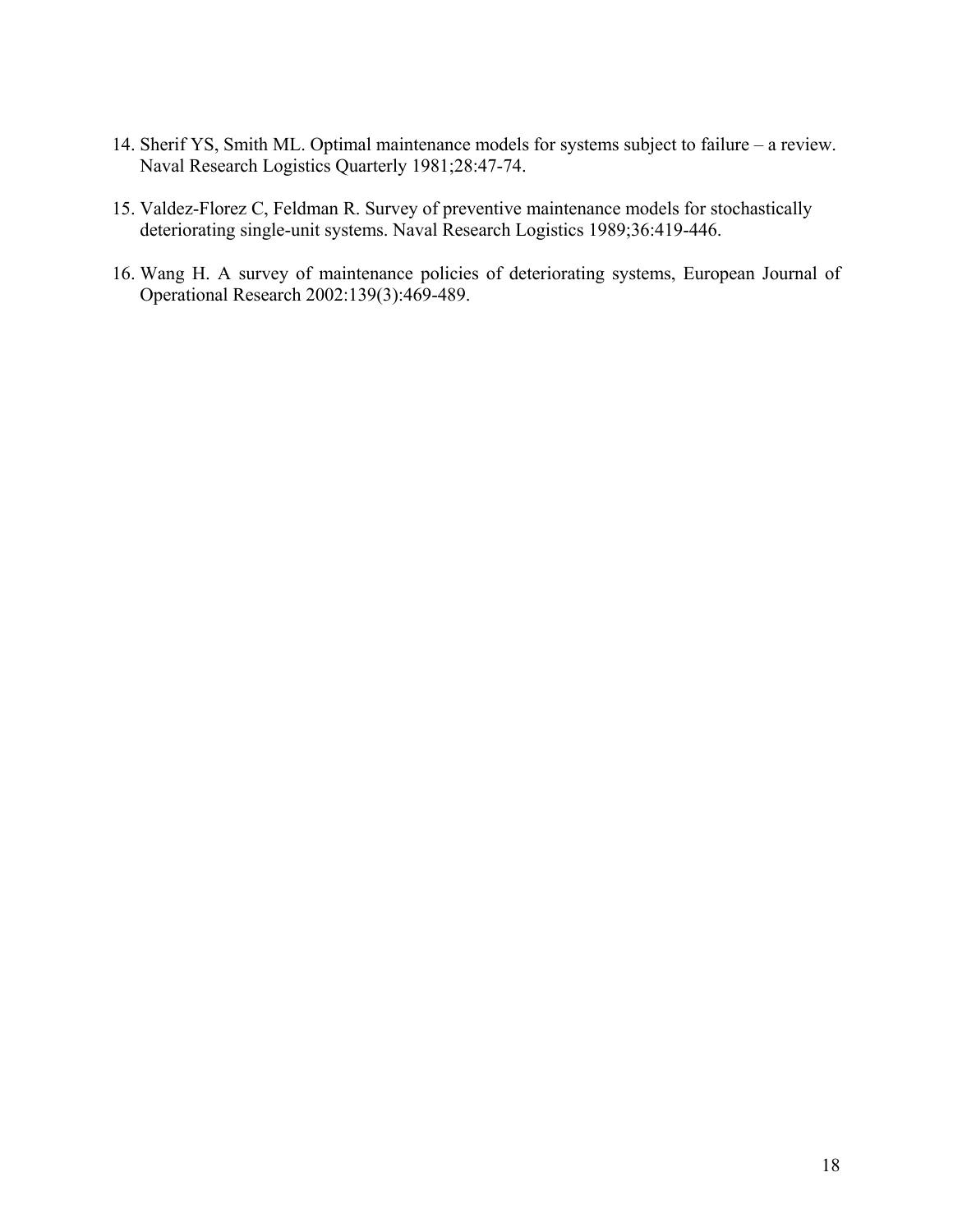14. Sherif YS, Smith ML. Optimal maintenance models for systems subject to failure – a review. Naval Research Logistics Quarterly 1981;28:47-74.

15. Valdez-Florez C, Feldman R. Survey of preventive maintenance models for stochastically deteriorating single-unit systems. Naval Research Logistics 1989;36:419-446.

16. Wang H. A survey of maintenance policies of deteriorating systems, European Journal of Operational Research 2002:139(3):469-489.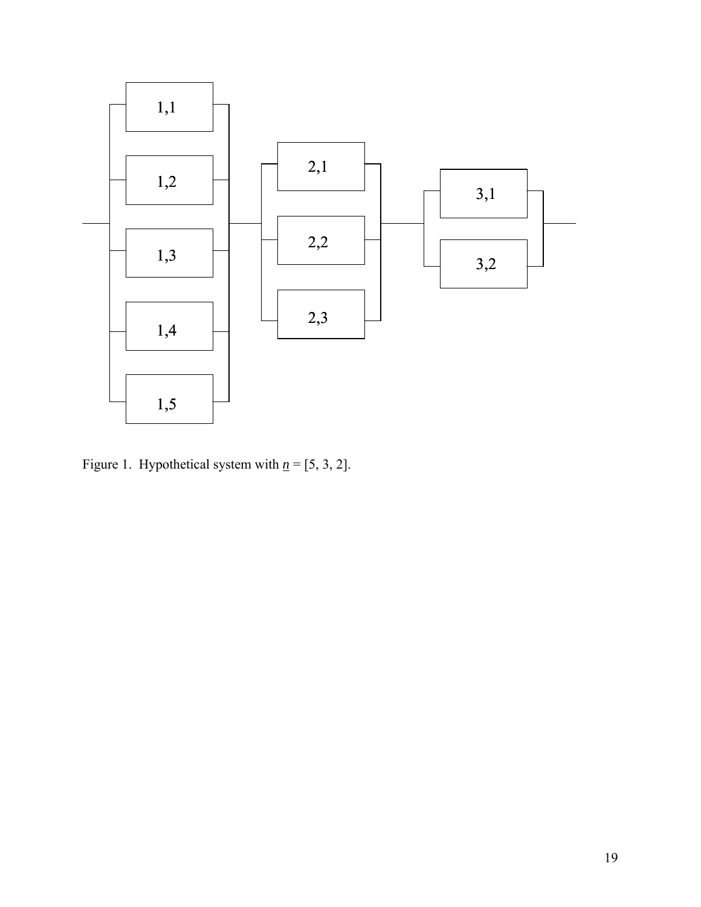Figure 1. Hypothetical system with $\underline{n}$ = [5, 3, 2].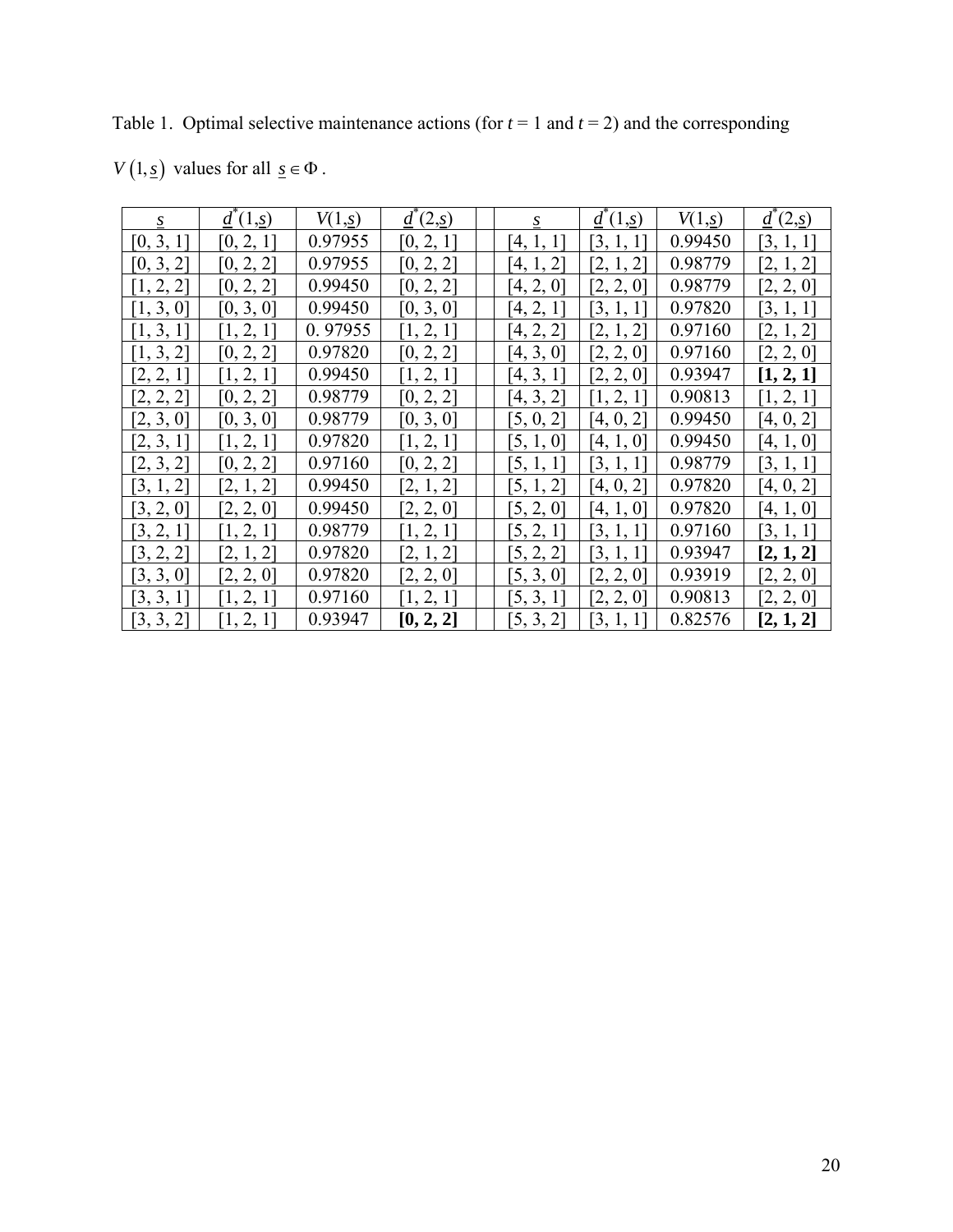Table 1. Optimal selective maintenance actions (for $t = 1$ and $t = 2$) and the corresponding $V(1, \underline{s})$ values for all $\underline{s} \in \Phi$.

| $\underline{s}$ | $\underline{d}^*(1,\underline{s})$ | $V(1,\underline{s})$ | $\underline{d}^*(2,\underline{s})$ | | $\underline{s}$ | $\underline{d}^*(1,\underline{s})$ | $V(1,\underline{s})$ | $\underline{d}^*(2,\underline{s})$ |
|---|---|---|---|---|---|---|---|---|
| [0, 3, 1] | [0, 2, 1] | 0.97955 | [0, 2, 1] | | [4, 1, 1] | [3, 1, 1] | 0.99450 | [3, 1, 1] |
| [0, 3, 2] | [0, 2, 2] | 0.97955 | [0, 2, 2] | | [4, 1, 2] | [2, 1, 2] | 0.98779 | [2, 1, 2] |
| [1, 2, 2] | [0, 2, 2] | 0.99450 | [0, 2, 2] | | [4, 2, 0] | [2, 2, 0] | 0.98779 | [2, 2, 0] |
| [1, 3, 0] | [0, 3, 0] | 0.99450 | [0, 3, 0] | | [4, 2, 1] | [3, 1, 1] | 0.97820 | [3, 1, 1] |
| [1, 3, 1] | [1, 2, 1] | 0. 97955 | [1, 2, 1] | | [4, 2, 2] | [2, 1, 2] | 0.97160 | [2, 1, 2] |
| [1, 3, 2] | [0, 2, 2] | 0.97820 | [0, 2, 2] | | [4, 3, 0] | [2, 2, 0] | 0.97160 | [2, 2, 0] |
| [2, 2, 1] | [1, 2, 1] | 0.99450 | [1, 2, 1] | | [4, 3, 1] | [2, 2, 0] | 0.93947 | **[1, 2, 1]** |
| [2, 2, 2] | [0, 2, 2] | 0.98779 | [0, 2, 2] | | [4, 3, 2] | [1, 2, 1] | 0.90813 | [1, 2, 1] |
| [2, 3, 0] | [0, 3, 0] | 0.98779 | [0, 3, 0] | | [5, 0, 2] | [4, 0, 2] | 0.99450 | [4, 0, 2] |
| [2, 3, 1] | [1, 2, 1] | 0.97820 | [1, 2, 1] | | [5, 1, 0] | [4, 1, 0] | 0.99450 | [4, 1, 0] |
| [2, 3, 2] | [0, 2, 2] | 0.97160 | [0, 2, 2] | | [5, 1, 1] | [3, 1, 1] | 0.98779 | [3, 1, 1] |
| [3, 1, 2] | [2, 1, 2] | 0.99450 | [2, 1, 2] | | [5, 1, 2] | [4, 0, 2] | 0.97820 | [4, 0, 2] |
| [3, 2, 0] | [2, 2, 0] | 0.99450 | [2, 2, 0] | | [5, 2, 0] | [4, 1, 0] | 0.97820 | [4, 1, 0] |
| [3, 2, 1] | [1, 2, 1] | 0.98779 | [1, 2, 1] | | [5, 2, 1] | [3, 1, 1] | 0.97160 | [3, 1, 1] |
| [3, 2, 2] | [2, 1, 2] | 0.97820 | [2, 1, 2] | | [5, 2, 2] | [3, 1, 1] | 0.93947 | **[2, 1, 2]** |
| [3, 3, 0] | [2, 2, 0] | 0.97820 | [2, 2, 0] | | [5, 3, 0] | [2, 2, 0] | 0.93919 | [2, 2, 0] |
| [3, 3, 1] | [1, 2, 1] | 0.97160 | [1, 2, 1] | | [5, 3, 1] | [2, 2, 0] | 0.90813 | [2, 2, 0] |
| [3, 3, 2] | [1, 2, 1] | 0.93947 | **[0, 2, 2]** | | [5, 3, 2] | [3, 1, 1] | 0.82576 | **[2, 1, 2]** |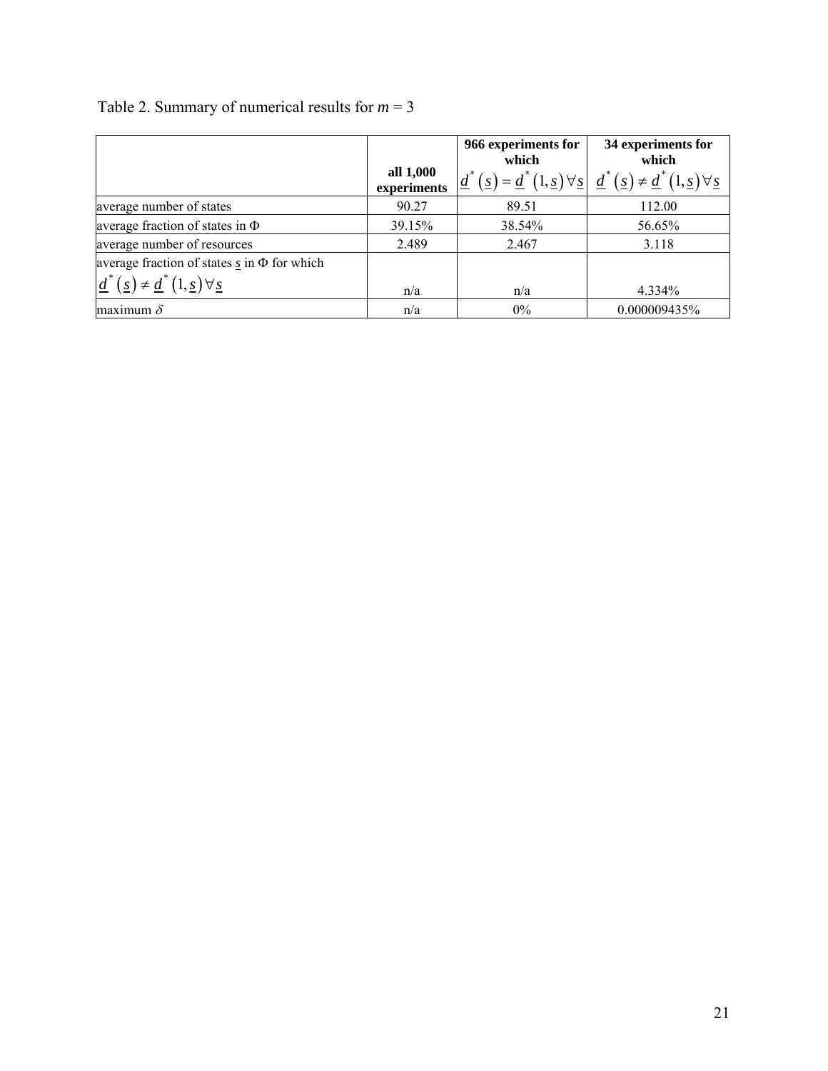Table 2. Summary of numerical results for $m = 3$

| | all 1,000 experiments | 966 experiments for which $\underline{d}^*(\underline{s}) = \underline{d}^*(1, \underline{s}) \forall \underline{s}$ | 34 experiments for which $\underline{d}^*(\underline{s}) \neq \underline{d}^*(1, \underline{s}) \forall \underline{s}$ |
|---|---|---|---|
| average number of states | 90.27 | 89.51 | 112.00 |
| average fraction of states in $\Phi$ | 39.15% | 38.54% | 56.65% |
| average number of resources | 2.489 | 2.467 | 3.118 |
| average fraction of states $\underline{s}$ in $\Phi$ for which $\underline{d}^*(\underline{s}) \neq \underline{d}^*(1, \underline{s}) \forall \underline{s}$ | n/a | n/a | 4.334% |
| maximum $\delta$ | n/a | 0% | 0.000009435% |